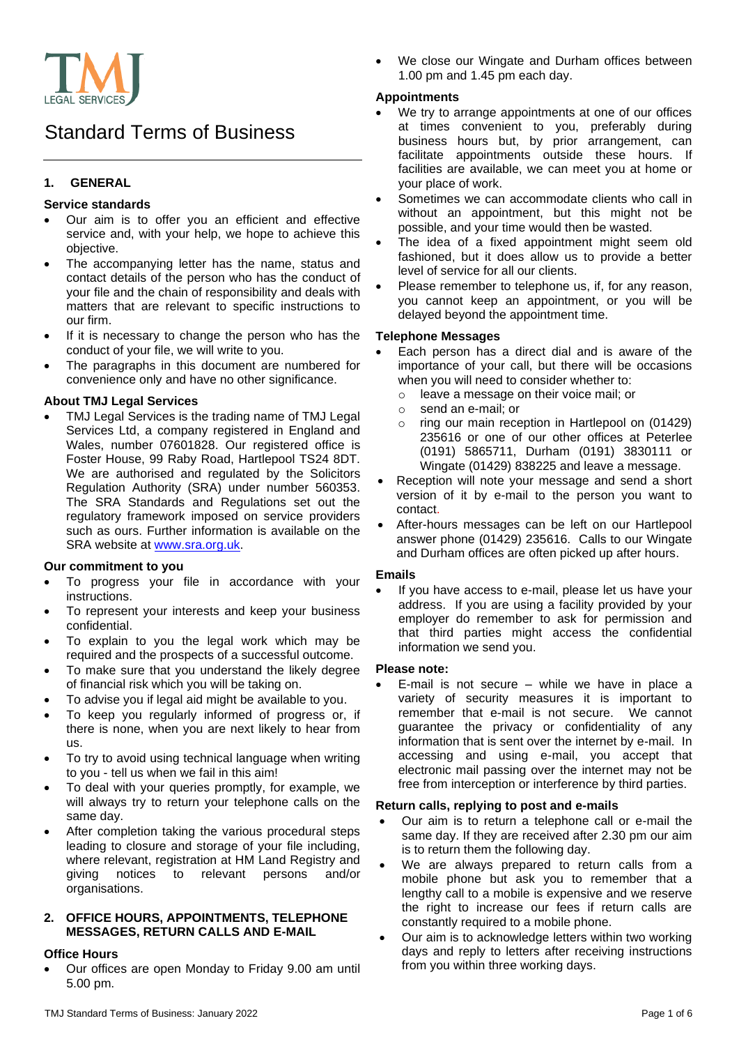TMJ LEGAL SERVICES

# Standard Terms of Business

## 1. GENERAL

### Service standards

- Our aim is to offer you an efficient and effective service and, with your help, we hope to achieve this objective.
- The accompanying letter has the name, status and contact details of the person who has the conduct of your file and the chain of responsibility and deals with matters that are relevant to specific instructions to our firm.
- If it is necessary to change the person who has the conduct of your file, we will write to you.
- The paragraphs in this document are numbered for convenience only and have no other significance.

### About TMJ Legal Services

- TMJ Legal Services is the trading name of TMJ Legal Services Ltd, a company registered in England and Wales, number 07601828. Our registered office is Foster House, 99 Raby Road, Hartlepool TS24 8DT. We are authorised and regulated by the Solicitors Regulation Authority (SRA) under number 560353. The SRA Standards and Regulations set out the regulatory framework imposed on service providers such as ours. Further information is available on the SRA website at www.sra.org.uk.

### Our commitment to you

- To progress your file in accordance with your instructions.
- To represent your interests and keep your business confidential.
- To explain to you the legal work which may be required and the prospects of a successful outcome.
- To make sure that you understand the likely degree of financial risk which you will be taking on.
- To advise you if legal aid might be available to you.
- To keep you regularly informed of progress or, if there is none, when you are next likely to hear from us.
- To try to avoid using technical language when writing to you - tell us when we fail in this aim!
- To deal with your queries promptly, for example, we will always try to return your telephone calls on the same day.
- After completion taking the various procedural steps leading to closure and storage of your file including, where relevant, registration at HM Land Registry and giving notices to relevant persons and/or organisations.

## 2. OFFICE HOURS, APPOINTMENTS, TELEPHONE MESSAGES, RETURN CALLS AND E-MAIL

### Office Hours

- Our offices are open Monday to Friday 9.00 am until 5.00 pm.
- We close our Wingate and Durham offices between 1.00 pm and 1.45 pm each day.

### Appointments

- We try to arrange appointments at one of our offices at times convenient to you, preferably during business hours but, by prior arrangement, can facilitate appointments outside these hours. If facilities are available, we can meet you at home or your place of work.
- Sometimes we can accommodate clients who call in without an appointment, but this might not be possible, and your time would then be wasted.
- The idea of a fixed appointment might seem old fashioned, but it does allow us to provide a better level of service for all our clients.
- Please remember to telephone us, if, for any reason, you cannot keep an appointment, or you will be delayed beyond the appointment time.

### Telephone Messages

- Each person has a direct dial and is aware of the importance of your call, but there will be occasions when you will need to consider whether to:
  - leave a message on their voice mail; or
  - send an e-mail; or
  - ring our main reception in Hartlepool on (01429) 235616 or one of our other offices at Peterlee (0191) 5865711, Durham (0191) 3830111 or Wingate (01429) 838225 and leave a message.
- Reception will note your message and send a short version of it by e-mail to the person you want to contact.
- After-hours messages can be left on our Hartlepool answer phone (01429) 235616. Calls to our Wingate and Durham offices are often picked up after hours.

### Emails

- If you have access to e-mail, please let us have your address. If you are using a facility provided by your employer do remember to ask for permission and that third parties might access the confidential information we send you.

### Please note:

- E-mail is not secure – while we have in place a variety of security measures it is important to remember that e-mail is not secure. We cannot guarantee the privacy or confidentiality of any information that is sent over the internet by e-mail. In accessing and using e-mail, you accept that electronic mail passing over the internet may not be free from interception or interference by third parties.

### Return calls, replying to post and e-mails

- Our aim is to return a telephone call or e-mail the same day. If they are received after 2.30 pm our aim is to return them the following day.
- We are always prepared to return calls from a mobile phone but ask you to remember that a lengthy call to a mobile is expensive and we reserve the right to increase our fees if return calls are constantly required to a mobile phone.
- Our aim is to acknowledge letters within two working days and reply to letters after receiving instructions from you within three working days.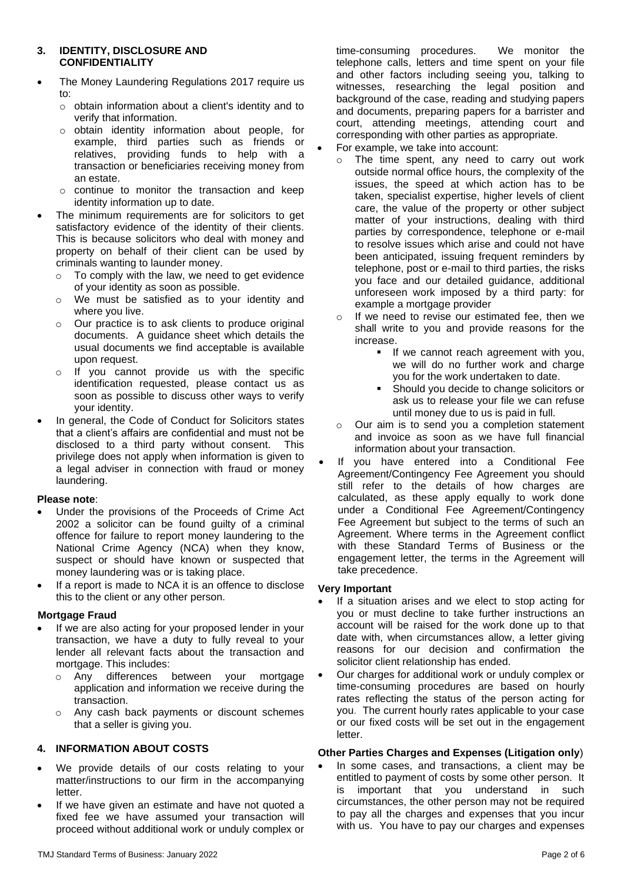## 3. IDENTITY, DISCLOSURE AND CONFIDENTIALITY

- The Money Laundering Regulations 2017 require us to:
  - obtain information about a client's identity and to verify that information.
  - obtain identity information about people, for example, third parties such as friends or relatives, providing funds to help with a transaction or beneficiaries receiving money from an estate.
  - continue to monitor the transaction and keep identity information up to date.
- The minimum requirements are for solicitors to get satisfactory evidence of the identity of their clients. This is because solicitors who deal with money and property on behalf of their client can be used by criminals wanting to launder money.
  - To comply with the law, we need to get evidence of your identity as soon as possible.
  - We must be satisfied as to your identity and where you live.
  - Our practice is to ask clients to produce original documents. A guidance sheet which details the usual documents we find acceptable is available upon request.
  - If you cannot provide us with the specific identification requested, please contact us as soon as possible to discuss other ways to verify your identity.
- In general, the Code of Conduct for Solicitors states that a client's affairs are confidential and must not be disclosed to a third party without consent. This privilege does not apply when information is given to a legal adviser in connection with fraud or money laundering.

**Please note**:

- Under the provisions of the Proceeds of Crime Act 2002 a solicitor can be found guilty of a criminal offence for failure to report money laundering to the National Crime Agency (NCA) when they know, suspect or should have known or suspected that money laundering was or is taking place.
- If a report is made to NCA it is an offence to disclose this to the client or any other person.

**Mortgage Fraud**

- If we are also acting for your proposed lender in your transaction, we have a duty to fully reveal to your lender all relevant facts about the transaction and mortgage. This includes:
  - Any differences between your mortgage application and information we receive during the transaction.
  - Any cash back payments or discount schemes that a seller is giving you.

## 4. INFORMATION ABOUT COSTS

- We provide details of our costs relating to your matter/instructions to our firm in the accompanying letter.
- If we have given an estimate and have not quoted a fixed fee we have assumed your transaction will proceed without additional work or unduly complex or time-consuming procedures. We monitor the telephone calls, letters and time spent on your file and other factors including seeing you, talking to witnesses, researching the legal position and background of the case, reading and studying papers and documents, preparing papers for a barrister and court, attending meetings, attending court and corresponding with other parties as appropriate.
- For example, we take into account:
  - The time spent, any need to carry out work outside normal office hours, the complexity of the issues, the speed at which action has to be taken, specialist expertise, higher levels of client care, the value of the property or other subject matter of your instructions, dealing with third parties by correspondence, telephone or e-mail to resolve issues which arise and could not have been anticipated, issuing frequent reminders by telephone, post or e-mail to third parties, the risks you face and our detailed guidance, additional unforeseen work imposed by a third party: for example a mortgage provider
  - If we need to revise our estimated fee, then we shall write to you and provide reasons for the increase.
    - If we cannot reach agreement with you, we will do no further work and charge you for the work undertaken to date.
    - Should you decide to change solicitors or ask us to release your file we can refuse until money due to us is paid in full.
  - Our aim is to send you a completion statement and invoice as soon as we have full financial information about your transaction.
- If you have entered into a Conditional Fee Agreement/Contingency Fee Agreement you should still refer to the details of how charges are calculated, as these apply equally to work done under a Conditional Fee Agreement/Contingency Fee Agreement but subject to the terms of such an Agreement. Where terms in the Agreement conflict with these Standard Terms of Business or the engagement letter, the terms in the Agreement will take precedence.

**Very Important**

- If a situation arises and we elect to stop acting for you or must decline to take further instructions an account will be raised for the work done up to that date with, when circumstances allow, a letter giving reasons for our decision and confirmation the solicitor client relationship has ended.
- Our charges for additional work or unduly complex or time-consuming procedures are based on hourly rates reflecting the status of the person acting for you. The current hourly rates applicable to your case or our fixed costs will be set out in the engagement letter.

**Other Parties Charges and Expenses (Litigation only**)

- In some cases, and transactions, a client may be entitled to payment of costs by some other person. It is important that you understand in such circumstances, the other person may not be required to pay all the charges and expenses that you incur with us. You have to pay our charges and expenses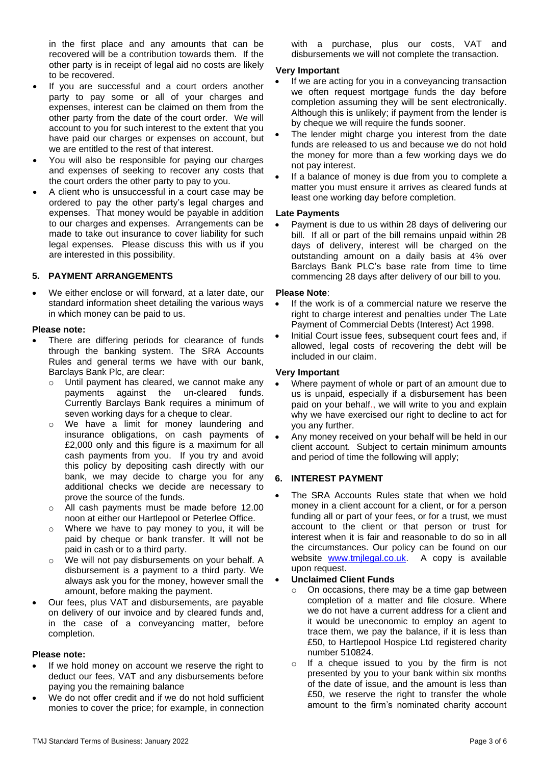in the first place and any amounts that can be recovered will be a contribution towards them. If the other party is in receipt of legal aid no costs are likely to be recovered.

- If you are successful and a court orders another party to pay some or all of your charges and expenses, interest can be claimed on them from the other party from the date of the court order. We will account to you for such interest to the extent that you have paid our charges or expenses on account, but we are entitled to the rest of that interest.
- You will also be responsible for paying our charges and expenses of seeking to recover any costs that the court orders the other party to pay to you.
- A client who is unsuccessful in a court case may be ordered to pay the other party's legal charges and expenses. That money would be payable in addition to our charges and expenses. Arrangements can be made to take out insurance to cover liability for such legal expenses. Please discuss this with us if you are interested in this possibility.

## 5. PAYMENT ARRANGEMENTS

- We either enclose or will forward, at a later date, our standard information sheet detailing the various ways in which money can be paid to us.

**Please note:**

- There are differing periods for clearance of funds through the banking system. The SRA Accounts Rules and general terms we have with our bank, Barclays Bank Plc, are clear:
  - Until payment has cleared, we cannot make any payments against the un-cleared funds. Currently Barclays Bank requires a minimum of seven working days for a cheque to clear.
  - We have a limit for money laundering and insurance obligations, on cash payments of £2,000 only and this figure is a maximum for all cash payments from you. If you try and avoid this policy by depositing cash directly with our bank, we may decide to charge you for any additional checks we decide are necessary to prove the source of the funds.
  - All cash payments must be made before 12.00 noon at either our Hartlepool or Peterlee Office.
  - Where we have to pay money to you, it will be paid by cheque or bank transfer. It will not be paid in cash or to a third party.
  - We will not pay disbursements on your behalf. A disbursement is a payment to a third party. We always ask you for the money, however small the amount, before making the payment.
- Our fees, plus VAT and disbursements, are payable on delivery of our invoice and by cleared funds and, in the case of a conveyancing matter, before completion.

**Please note:**

- If we hold money on account we reserve the right to deduct our fees, VAT and any disbursements before paying you the remaining balance
- We do not offer credit and if we do not hold sufficient monies to cover the price; for example, in connection with a purchase, plus our costs, VAT and disbursements we will not complete the transaction.

**Very Important**

- If we are acting for you in a conveyancing transaction we often request mortgage funds the day before completion assuming they will be sent electronically. Although this is unlikely; if payment from the lender is by cheque we will require the funds sooner.
- The lender might charge you interest from the date funds are released to us and because we do not hold the money for more than a few working days we do not pay interest.
- If a balance of money is due from you to complete a matter you must ensure it arrives as cleared funds at least one working day before completion.

**Late Payments**

- Payment is due to us within 28 days of delivering our bill. If all or part of the bill remains unpaid within 28 days of delivery, interest will be charged on the outstanding amount on a daily basis at 4% over Barclays Bank PLC's base rate from time to time commencing 28 days after delivery of our bill to you.

**Please Note**:

- If the work is of a commercial nature we reserve the right to charge interest and penalties under The Late Payment of Commercial Debts (Interest) Act 1998.
- Initial Court issue fees, subsequent court fees and, if allowed, legal costs of recovering the debt will be included in our claim.

**Very Important**

- Where payment of whole or part of an amount due to us is unpaid, especially if a disbursement has been paid on your behalf., we will write to you and explain why we have exercised our right to decline to act for you any further.
- Any money received on your behalf will be held in our client account. Subject to certain minimum amounts and period of time the following will apply;

## 6. INTEREST PAYMENT

- The SRA Accounts Rules state that when we hold money in a client account for a client, or for a person funding all or part of your fees, or for a trust, we must account to the client or that person or trust for interest when it is fair and reasonable to do so in all the circumstances. Our policy can be found on our website www.tmjlegal.co.uk. A copy is available upon request.
- **Unclaimed Client Funds**
  - On occasions, there may be a time gap between completion of a matter and file closure. Where we do not have a current address for a client and it would be uneconomic to employ an agent to trace them, we pay the balance, if it is less than £50, to Hartlepool Hospice Ltd registered charity number 510824.
  - If a cheque issued to you by the firm is not presented by you to your bank within six months of the date of issue, and the amount is less than £50, we reserve the right to transfer the whole amount to the firm's nominated charity account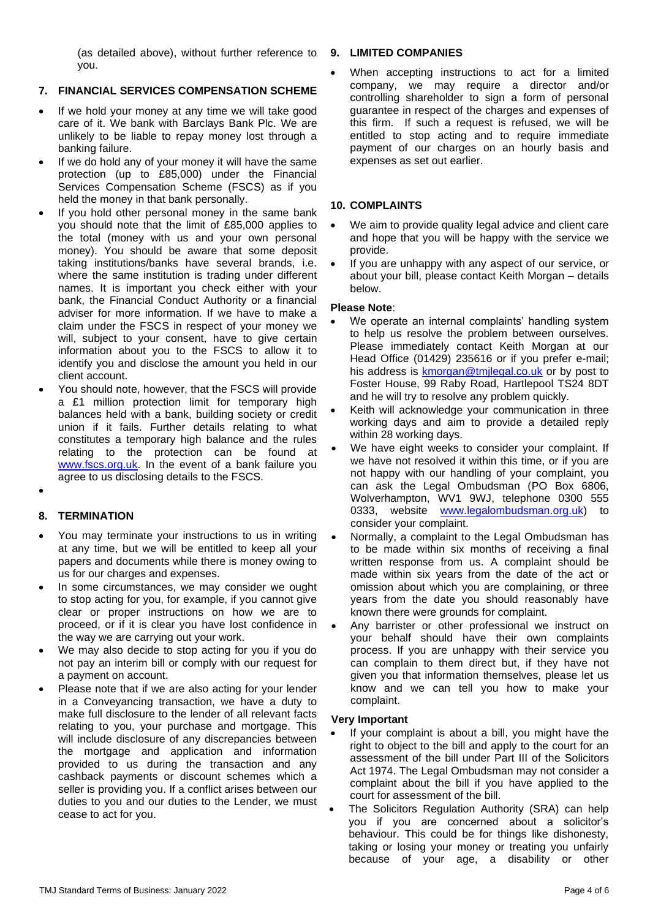(as detailed above), without further reference to you.

## 7. FINANCIAL SERVICES COMPENSATION SCHEME

- If we hold your money at any time we will take good care of it. We bank with Barclays Bank Plc. We are unlikely to be liable to repay money lost through a banking failure.
- If we do hold any of your money it will have the same protection (up to £85,000) under the Financial Services Compensation Scheme (FSCS) as if you held the money in that bank personally.
- If you hold other personal money in the same bank you should note that the limit of £85,000 applies to the total (money with us and your own personal money). You should be aware that some deposit taking institutions/banks have several brands, i.e. where the same institution is trading under different names. It is important you check either with your bank, the Financial Conduct Authority or a financial adviser for more information. If we have to make a claim under the FSCS in respect of your money we will, subject to your consent, have to give certain information about you to the FSCS to allow it to identify you and disclose the amount you held in our client account.
- You should note, however, that the FSCS will provide a £1 million protection limit for temporary high balances held with a bank, building society or credit union if it fails. Further details relating to what constitutes a temporary high balance and the rules relating to the protection can be found at www.fscs.org.uk. In the event of a bank failure you agree to us disclosing details to the FSCS.

## 8. TERMINATION

- You may terminate your instructions to us in writing at any time, but we will be entitled to keep all your papers and documents while there is money owing to us for our charges and expenses.
- In some circumstances, we may consider we ought to stop acting for you, for example, if you cannot give clear or proper instructions on how we are to proceed, or if it is clear you have lost confidence in the way we are carrying out your work.
- We may also decide to stop acting for you if you do not pay an interim bill or comply with our request for a payment on account.
- Please note that if we are also acting for your lender in a Conveyancing transaction, we have a duty to make full disclosure to the lender of all relevant facts relating to you, your purchase and mortgage. This will include disclosure of any discrepancies between the mortgage and application and information provided to us during the transaction and any cashback payments or discount schemes which a seller is providing you. If a conflict arises between our duties to you and our duties to the Lender, we must cease to act for you.

## 9. LIMITED COMPANIES

- When accepting instructions to act for a limited company, we may require a director and/or controlling shareholder to sign a form of personal guarantee in respect of the charges and expenses of this firm. If such a request is refused, we will be entitled to stop acting and to require immediate payment of our charges on an hourly basis and expenses as set out earlier.

## 10. COMPLAINTS

- We aim to provide quality legal advice and client care and hope that you will be happy with the service we provide.
- If you are unhappy with any aspect of our service, or about your bill, please contact Keith Morgan – details below.

**Please Note**:

- We operate an internal complaints' handling system to help us resolve the problem between ourselves. Please immediately contact Keith Morgan at our Head Office (01429) 235616 or if you prefer e-mail; his address is kmorgan@tmjlegal.co.uk or by post to Foster House, 99 Raby Road, Hartlepool TS24 8DT and he will try to resolve any problem quickly.
- Keith will acknowledge your communication in three working days and aim to provide a detailed reply within 28 working days.
- We have eight weeks to consider your complaint. If we have not resolved it within this time, or if you are not happy with our handling of your complaint, you can ask the Legal Ombudsman (PO Box 6806, Wolverhampton, WV1 9WJ, telephone 0300 555 0333, website www.legalombudsman.org.uk) to consider your complaint.
- Normally, a complaint to the Legal Ombudsman has to be made within six months of receiving a final written response from us. A complaint should be made within six years from the date of the act or omission about which you are complaining, or three years from the date you should reasonably have known there were grounds for complaint.
- Any barrister or other professional we instruct on your behalf should have their own complaints process. If you are unhappy with their service you can complain to them direct but, if they have not given you that information themselves, please let us know and we can tell you how to make your complaint.

**Very Important**

- If your complaint is about a bill, you might have the right to object to the bill and apply to the court for an assessment of the bill under Part III of the Solicitors Act 1974. The Legal Ombudsman may not consider a complaint about the bill if you have applied to the court for assessment of the bill.
- The Solicitors Regulation Authority (SRA) can help you if you are concerned about a solicitor's behaviour. This could be for things like dishonesty, taking or losing your money or treating you unfairly because of your age, a disability or other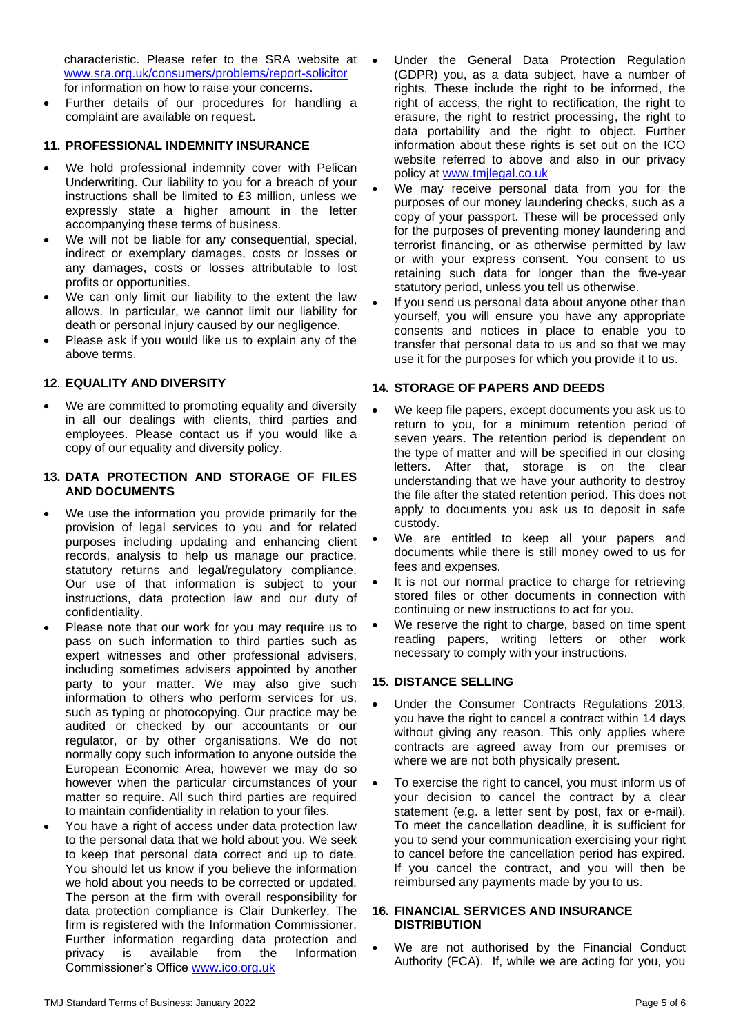characteristic. Please refer to the SRA website at [www.sra.org.uk/consumers/problems/report-solicitor](www.sra.org.uk/consumers/problems/report-solicitor) for information on how to raise your concerns.

- Further details of our procedures for handling a complaint are available on request.

## 11. PROFESSIONAL INDEMNITY INSURANCE

- We hold professional indemnity cover with Pelican Underwriting. Our liability to you for a breach of your instructions shall be limited to £3 million, unless we expressly state a higher amount in the letter accompanying these terms of business.
- We will not be liable for any consequential, special, indirect or exemplary damages, costs or losses or any damages, costs or losses attributable to lost profits or opportunities.
- We can only limit our liability to the extent the law allows. In particular, we cannot limit our liability for death or personal injury caused by our negligence.
- Please ask if you would like us to explain any of the above terms.

## 12. EQUALITY AND DIVERSITY

- We are committed to promoting equality and diversity in all our dealings with clients, third parties and employees. Please contact us if you would like a copy of our equality and diversity policy.

## 13. DATA PROTECTION AND STORAGE OF FILES AND DOCUMENTS

- We use the information you provide primarily for the provision of legal services to you and for related purposes including updating and enhancing client records, analysis to help us manage our practice, statutory returns and legal/regulatory compliance. Our use of that information is subject to your instructions, data protection law and our duty of confidentiality.
- Please note that our work for you may require us to pass on such information to third parties such as expert witnesses and other professional advisers, including sometimes advisers appointed by another party to your matter. We may also give such information to others who perform services for us, such as typing or photocopying. Our practice may be audited or checked by our accountants or our regulator, or by other organisations. We do not normally copy such information to anyone outside the European Economic Area, however we may do so however when the particular circumstances of your matter so require. All such third parties are required to maintain confidentiality in relation to your files.
- You have a right of access under data protection law to the personal data that we hold about you. We seek to keep that personal data correct and up to date. You should let us know if you believe the information we hold about you needs to be corrected or updated. The person at the firm with overall responsibility for data protection compliance is Clair Dunkerley. The firm is registered with the Information Commissioner. Further information regarding data protection and privacy is available from the Information Commissioner's Office [www.ico.org.uk](www.ico.org.uk)
- Under the General Data Protection Regulation (GDPR) you, as a data subject, have a number of rights. These include the right to be informed, the right of access, the right to rectification, the right to erasure, the right to restrict processing, the right to data portability and the right to object. Further information about these rights is set out on the ICO website referred to above and also in our privacy policy at [www.tmjlegal.co.uk](www.tmjlegal.co.uk)
- We may receive personal data from you for the purposes of our money laundering checks, such as a copy of your passport. These will be processed only for the purposes of preventing money laundering and terrorist financing, or as otherwise permitted by law or with your express consent. You consent to us retaining such data for longer than the five-year statutory period, unless you tell us otherwise.
- If you send us personal data about anyone other than yourself, you will ensure you have any appropriate consents and notices in place to enable you to transfer that personal data to us and so that we may use it for the purposes for which you provide it to us.

## 14. STORAGE OF PAPERS AND DEEDS

- We keep file papers, except documents you ask us to return to you, for a minimum retention period of seven years. The retention period is dependent on the type of matter and will be specified in our closing letters. After that, storage is on the clear understanding that we have your authority to destroy the file after the stated retention period. This does not apply to documents you ask us to deposit in safe custody.
- We are entitled to keep all your papers and documents while there is still money owed to us for fees and expenses.
- It is not our normal practice to charge for retrieving stored files or other documents in connection with continuing or new instructions to act for you.
- We reserve the right to charge, based on time spent reading papers, writing letters or other work necessary to comply with your instructions.

## 15. DISTANCE SELLING

- Under the Consumer Contracts Regulations 2013, you have the right to cancel a contract within 14 days without giving any reason. This only applies where contracts are agreed away from our premises or where we are not both physically present.
- To exercise the right to cancel, you must inform us of your decision to cancel the contract by a clear statement (e.g. a letter sent by post, fax or e-mail). To meet the cancellation deadline, it is sufficient for you to send your communication exercising your right to cancel before the cancellation period has expired. If you cancel the contract, and you will then be reimbursed any payments made by you to us.

## 16. FINANCIAL SERVICES AND INSURANCE DISTRIBUTION

- We are not authorised by the Financial Conduct Authority (FCA). If, while we are acting for you, you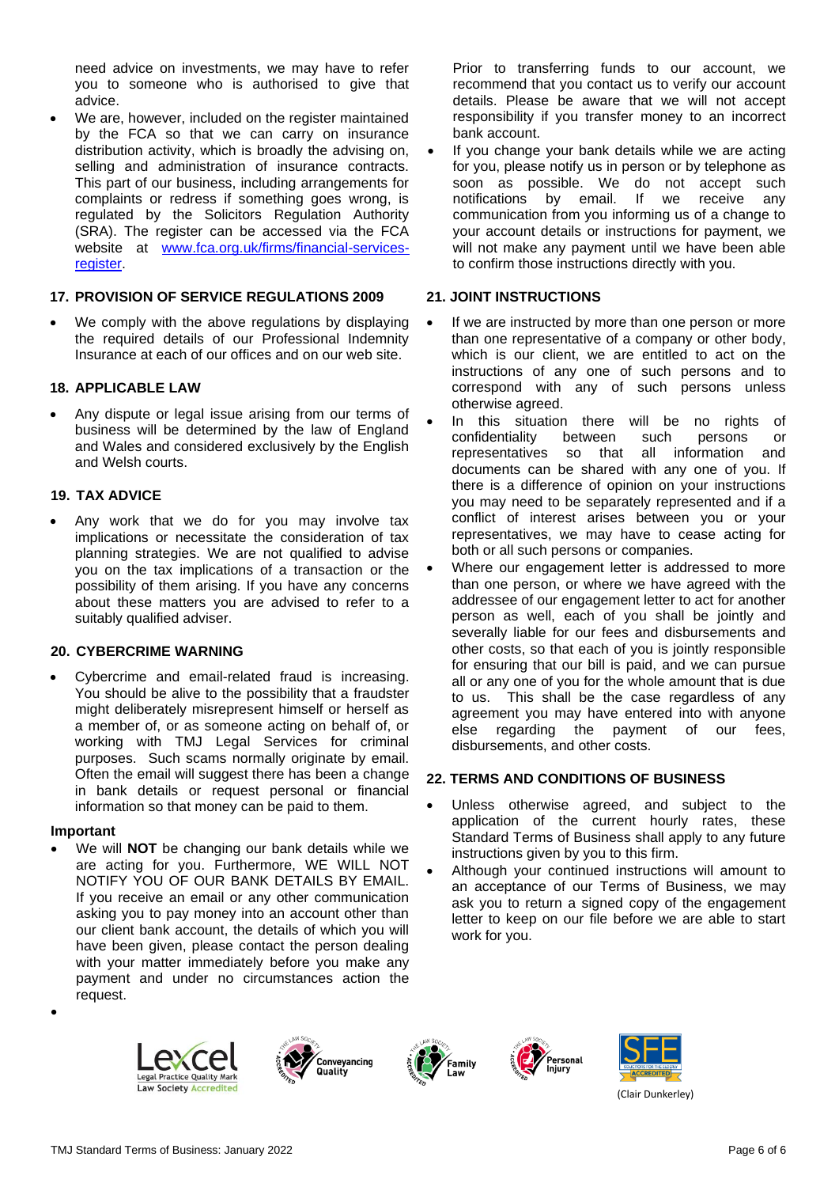need advice on investments, we may have to refer you to someone who is authorised to give that advice.

- We are, however, included on the register maintained by the FCA so that we can carry on insurance distribution activity, which is broadly the advising on, selling and administration of insurance contracts. This part of our business, including arrangements for complaints or redress if something goes wrong, is regulated by the Solicitors Regulation Authority (SRA). The register can be accessed via the FCA website at www.fca.org.uk/firms/financial-services-register.

## 17. PROVISION OF SERVICE REGULATIONS 2009

- We comply with the above regulations by displaying the required details of our Professional Indemnity Insurance at each of our offices and on our web site.

## 18. APPLICABLE LAW

- Any dispute or legal issue arising from our terms of business will be determined by the law of England and Wales and considered exclusively by the English and Welsh courts.

## 19. TAX ADVICE

- Any work that we do for you may involve tax implications or necessitate the consideration of tax planning strategies. We are not qualified to advise you on the tax implications of a transaction or the possibility of them arising. If you have any concerns about these matters you are advised to refer to a suitably qualified adviser.

## 20. CYBERCRIME WARNING

- Cybercrime and email-related fraud is increasing. You should be alive to the possibility that a fraudster might deliberately misrepresent himself or herself as a member of, or as someone acting on behalf of, or working with TMJ Legal Services for criminal purposes. Such scams normally originate by email. Often the email will suggest there has been a change in bank details or request personal or financial information so that money can be paid to them.

**Important**

- We will **NOT** be changing our bank details while we are acting for you. Furthermore, WE WILL NOT NOTIFY YOU OF OUR BANK DETAILS BY EMAIL. If you receive an email or any other communication asking you to pay money into an account other than our client bank account, the details of which you will have been given, please contact the person dealing with your matter immediately before you make any payment and under no circumstances action the request.

Prior to transferring funds to our account, we recommend that you contact us to verify our account details. Please be aware that we will not accept responsibility if you transfer money to an incorrect bank account.

- If you change your bank details while we are acting for you, please notify us in person or by telephone as soon as possible. We do not accept such notifications by email. If we receive any communication from you informing us of a change to your account details or instructions for payment, we will not make any payment until we have been able to confirm those instructions directly with you.

## 21. JOINT INSTRUCTIONS

- If we are instructed by more than one person or more than one representative of a company or other body, which is our client, we are entitled to act on the instructions of any one of such persons and to correspond with any of such persons unless otherwise agreed.
- In this situation there will be no rights of confidentiality between such persons or representatives so that all information and documents can be shared with any one of you. If there is a difference of opinion on your instructions you may need to be separately represented and if a conflict of interest arises between you or your representatives, we may have to cease acting for both or all such persons or companies.
- Where our engagement letter is addressed to more than one person, or where we have agreed with the addressee of our engagement letter to act for another person as well, each of you shall be jointly and severally liable for our fees and disbursements and other costs, so that each of you is jointly responsible for ensuring that our bill is paid, and we can pursue all or any one of you for the whole amount that is due to us. This shall be the case regardless of any agreement you may have entered into with anyone else regarding the payment of our fees, disbursements, and other costs.

## 22. TERMS AND CONDITIONS OF BUSINESS

- Unless otherwise agreed, and subject to the application of the current hourly rates, these Standard Terms of Business shall apply to any future instructions given by you to this firm.
- Although your continued instructions will amount to an acceptance of our Terms of Business, we may ask you to return a signed copy of the engagement letter to keep on our file before we are able to start work for you.

Lexcel Legal Practice Quality Mark Law Society Accredited

Conveyancing Quality

Family Law

Personal Injury

SFE Accredited (Clair Dunkerley)